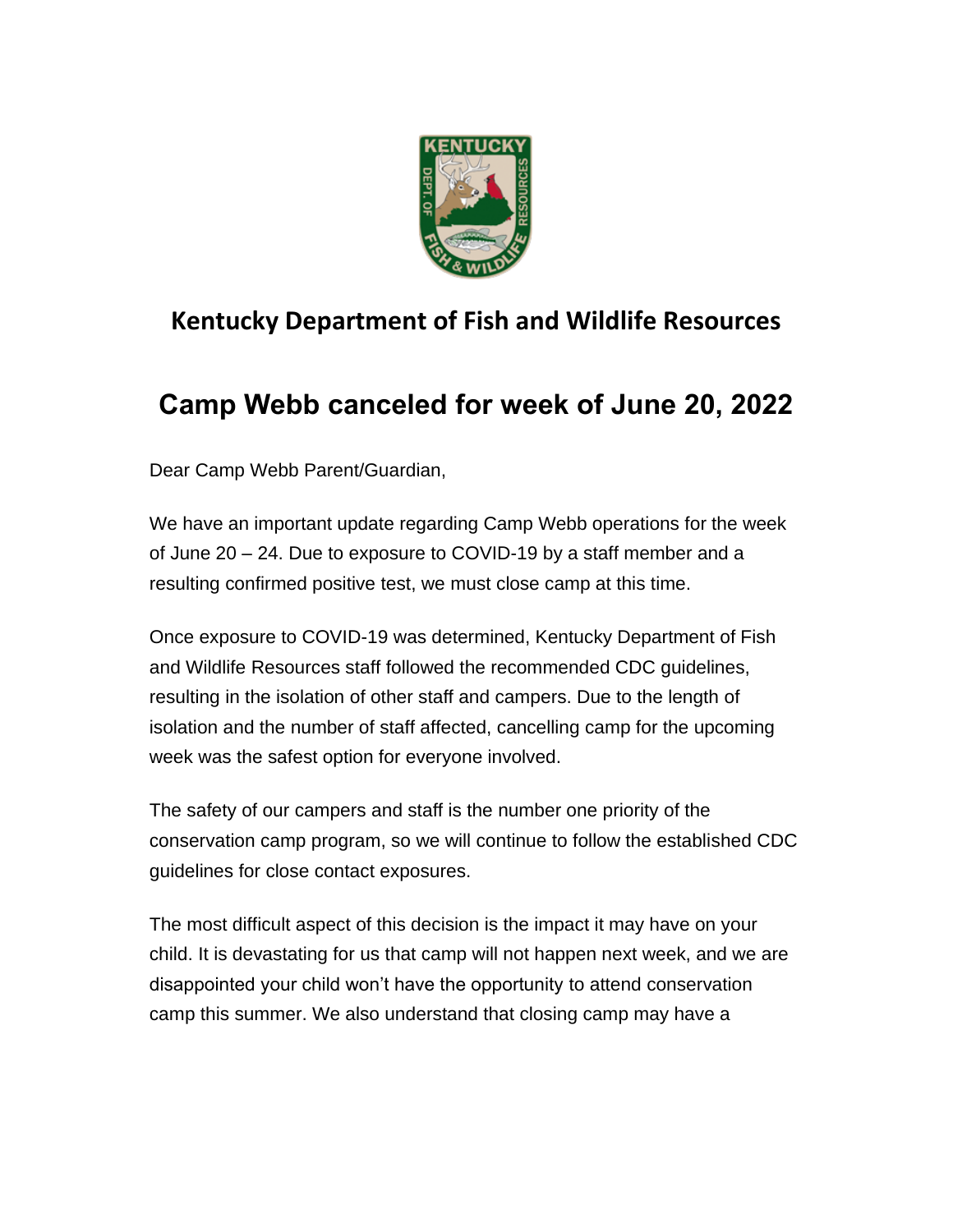## Kentucky Department of Fish and Wildlife Resources

# Camp Webb canceled for week of June 20, 2022

Dear Camp Webb Parent/Guardian,

We have an important update regarding Camp Webb operations for the week of June 20 – 24. Due to exposure to COVID-19 by a staff member and a resulting confirmed positive test, we must close camp at this time.

Once exposure to COVID-19 was determined, Kentucky Department of Fish and Wildlife Resources staff followed the recommended CDC guidelines, resulting in the isolation of other staff and campers. Due to the length of isolation and the number of staff affected, cancelling camp for the upcoming week was the safest option for everyone involved.

The safety of our campers and staff is the number one priority of the conservation camp program, so we will continue to follow the established CDC guidelines for close contact exposures.

The most difficult aspect of this decision is the impact it may have on your child. It is devastating for us that camp will not happen next week, and we are disappointed your child won't have the opportunity to attend conservation camp this summer. We also understand that closing camp may have a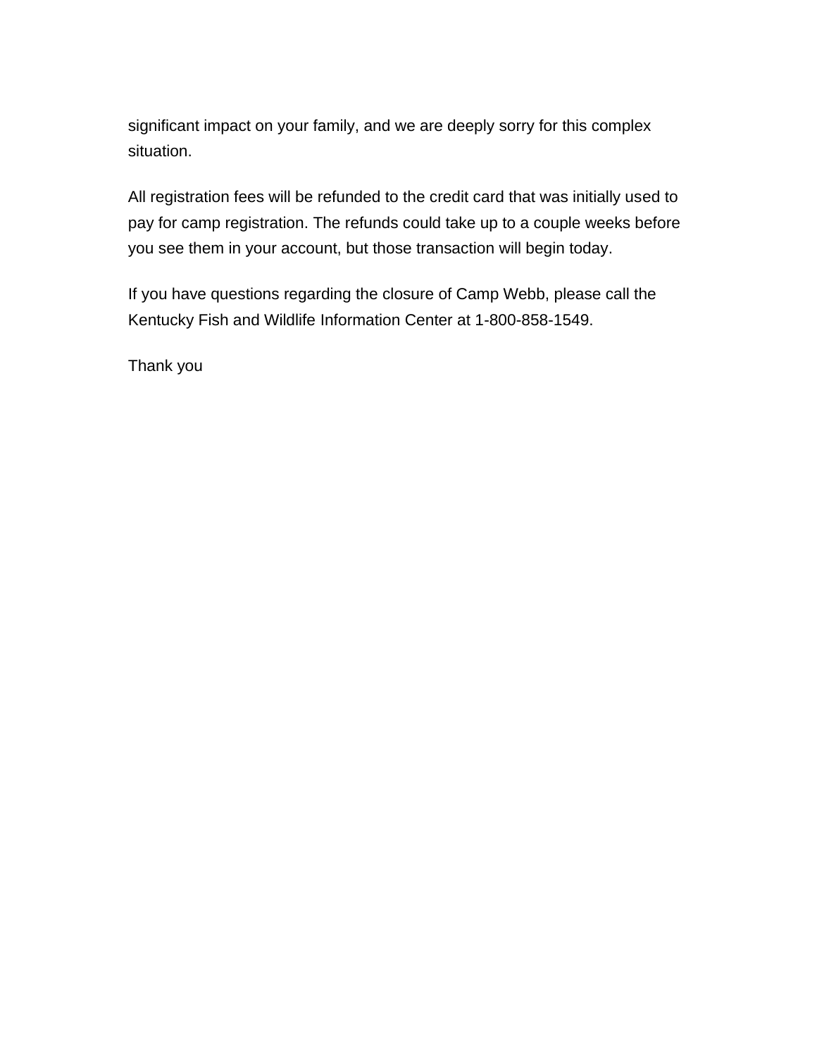significant impact on your family, and we are deeply sorry for this complex situation.

All registration fees will be refunded to the credit card that was initially used to pay for camp registration. The refunds could take up to a couple weeks before you see them in your account, but those transaction will begin today.

If you have questions regarding the closure of Camp Webb, please call the Kentucky Fish and Wildlife Information Center at 1-800-858-1549.

Thank you